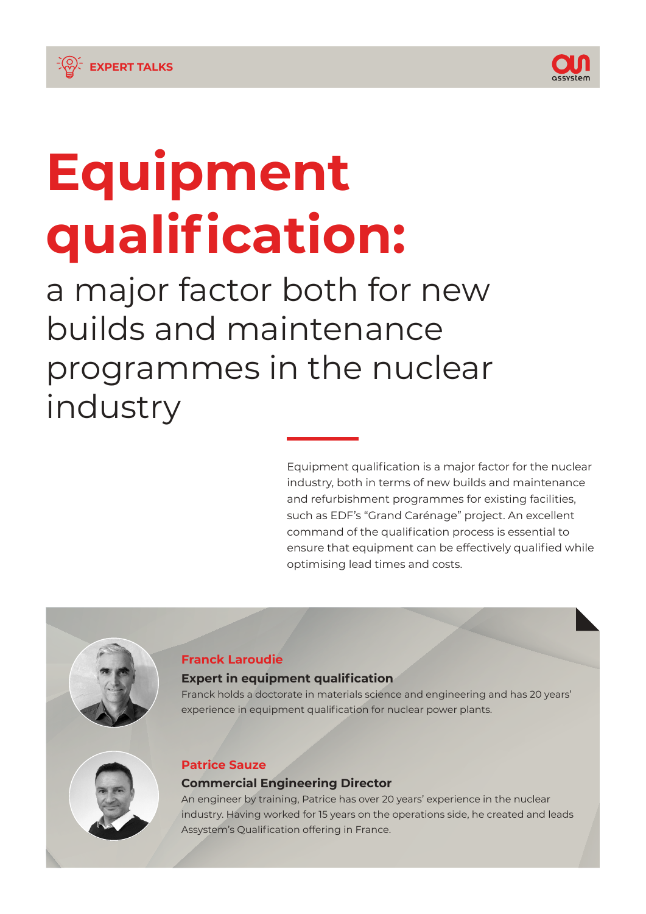EXPERT TALKS

# Equipment qualification:

## a major factor both for new builds and maintenance programmes in the nuclear industry

Equipment qualification is a major factor for the nuclear industry, both in terms of new builds and maintenance and refurbishment programmes for existing facilities, such as EDF's "Grand Carénage" project. An excellent command of the qualification process is essential to ensure that equipment can be effectively qualified while optimising lead times and costs.

**Franck Laroudie**

**Expert in equipment qualification**

Franck holds a doctorate in materials science and engineering and has 20 years' experience in equipment qualification for nuclear power plants.

**Patrice Sauze**

**Commercial Engineering Director**

An engineer by training, Patrice has over 20 years' experience in the nuclear industry. Having worked for 15 years on the operations side, he created and leads Assystem's Qualification offering in France.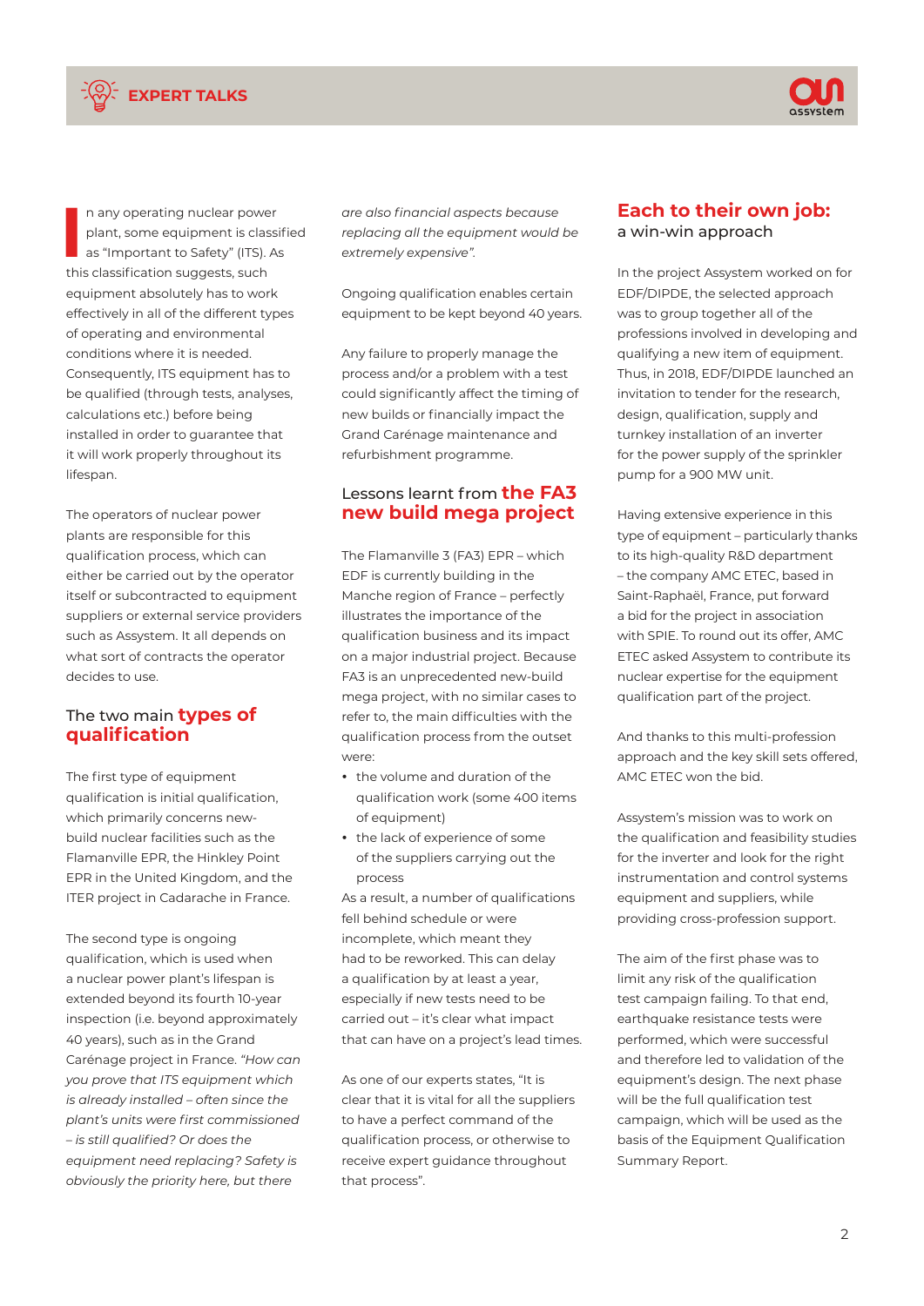In any operating nuclear power plant, some equipment is classified as "Important to Safety" (ITS). As this classification suggests, such equipment absolutely has to work effectively in all of the different types of operating and environmental conditions where it is needed. Consequently, ITS equipment has to be qualified (through tests, analyses, calculations etc.) before being installed in order to guarantee that it will work properly throughout its lifespan.

The operators of nuclear power plants are responsible for this qualification process, which can either be carried out by the operator itself or subcontracted to equipment suppliers or external service providers such as Assystem. It all depends on what sort of contracts the operator decides to use.

## The two main **types of qualification**

The first type of equipment qualification is initial qualification, which primarily concerns new-build nuclear facilities such as the Flamanville EPR, the Hinkley Point EPR in the United Kingdom, and the ITER project in Cadarache in France.

The second type is ongoing qualification, which is used when a nuclear power plant's lifespan is extended beyond its fourth 10-year inspection (i.e. beyond approximately 40 years), such as in the Grand Carénage project in France. *"How can you prove that ITS equipment which is already installed – often since the plant's units were first commissioned – is still qualified? Or does the equipment need replacing? Safety is obviously the priority here, but there are also financial aspects because replacing all the equipment would be extremely expensive".*

Ongoing qualification enables certain equipment to be kept beyond 40 years.

Any failure to properly manage the process and/or a problem with a test could significantly affect the timing of new builds or financially impact the Grand Carénage maintenance and refurbishment programme.

## Lessons learnt from **the FA3 new build mega project**

The Flamanville 3 (FA3) EPR – which EDF is currently building in the Manche region of France – perfectly illustrates the importance of the qualification business and its impact on a major industrial project. Because FA3 is an unprecedented new-build mega project, with no similar cases to refer to, the main difficulties with the qualification process from the outset were:

- the volume and duration of the qualification work (some 400 items of equipment)
- the lack of experience of some of the suppliers carrying out the process

As a result, a number of qualifications fell behind schedule or were incomplete, which meant they had to be reworked. This can delay a qualification by at least a year, especially if new tests need to be carried out – it's clear what impact that can have on a project's lead times.

As one of our experts states, "It is clear that it is vital for all the suppliers to have a perfect command of the qualification process, or otherwise to receive expert guidance throughout that process".

## **Each to their own job:** a win-win approach

In the project Assystem worked on for EDF/DIPDE, the selected approach was to group together all of the professions involved in developing and qualifying a new item of equipment. Thus, in 2018, EDF/DIPDE launched an invitation to tender for the research, design, qualification, supply and turnkey installation of an inverter for the power supply of the sprinkler pump for a 900 MW unit.

Having extensive experience in this type of equipment – particularly thanks to its high-quality R&D department – the company AMC ETEC, based in Saint-Raphaël, France, put forward a bid for the project in association with SPIE. To round out its offer, AMC ETEC asked Assystem to contribute its nuclear expertise for the equipment qualification part of the project.

And thanks to this multi-profession approach and the key skill sets offered, AMC ETEC won the bid.

Assystem's mission was to work on the qualification and feasibility studies for the inverter and look for the right instrumentation and control systems equipment and suppliers, while providing cross-profession support.

The aim of the first phase was to limit any risk of the qualification test campaign failing. To that end, earthquake resistance tests were performed, which were successful and therefore led to validation of the equipment's design. The next phase will be the full qualification test campaign, which will be used as the basis of the Equipment Qualification Summary Report.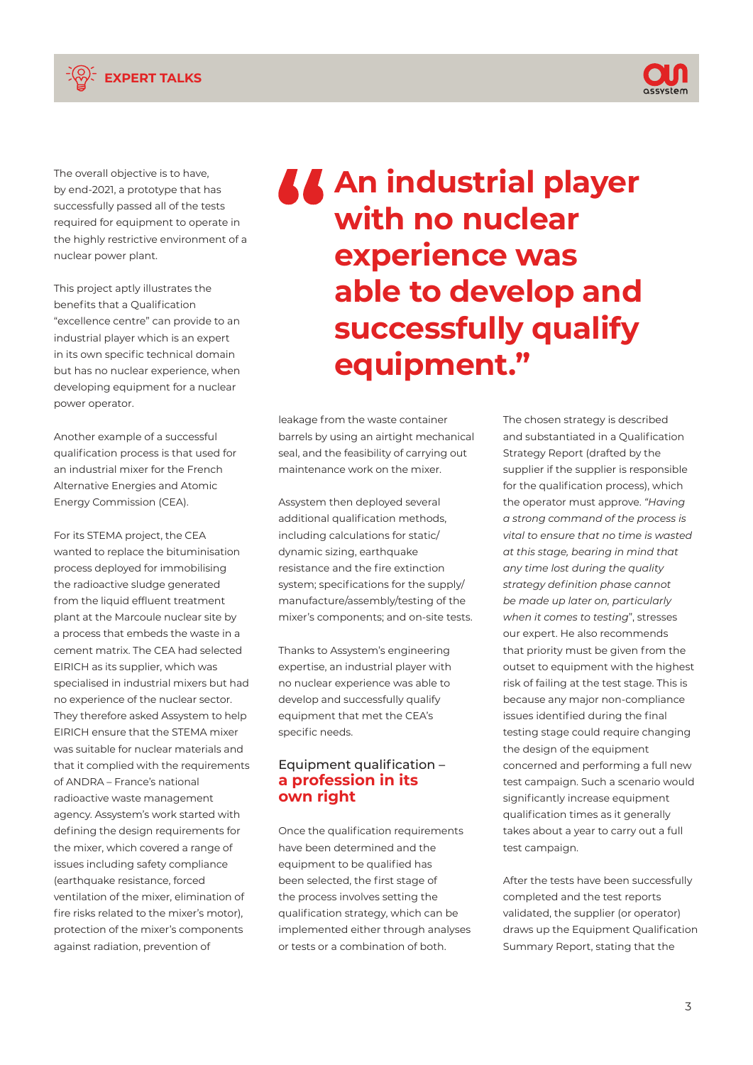The overall objective is to have, by end-2021, a prototype that has successfully passed all of the tests required for equipment to operate in the highly restrictive environment of a nuclear power plant.

This project aptly illustrates the benefits that a Qualification "excellence centre" can provide to an industrial player which is an expert in its own specific technical domain but has no nuclear experience, when developing equipment for a nuclear power operator.

Another example of a successful qualification process is that used for an industrial mixer for the French Alternative Energies and Atomic Energy Commission (CEA).

For its STEMA project, the CEA wanted to replace the bituminisation process deployed for immobilising the radioactive sludge generated from the liquid effluent treatment plant at the Marcoule nuclear site by a process that embeds the waste in a cement matrix. The CEA had selected EIRICH as its supplier, which was specialised in industrial mixers but had no experience of the nuclear sector. They therefore asked Assystem to help EIRICH ensure that the STEMA mixer was suitable for nuclear materials and that it complied with the requirements of ANDRA – France's national radioactive waste management agency. Assystem's work started with defining the design requirements for the mixer, which covered a range of issues including safety compliance (earthquake resistance, forced ventilation of the mixer, elimination of fire risks related to the mixer's motor), protection of the mixer's components against radiation, prevention of leakage from the waste container barrels by using an airtight mechanical seal, and the feasibility of carrying out maintenance work on the mixer.

> **"An industrial player with no nuclear experience was able to develop and successfully qualify equipment."**

Assystem then deployed several additional qualification methods, including calculations for static/dynamic sizing, earthquake resistance and the fire extinction system; specifications for the supply/manufacture/assembly/testing of the mixer's components; and on-site tests.

Thanks to Assystem's engineering expertise, an industrial player with no nuclear experience was able to develop and successfully qualify equipment that met the CEA's specific needs.

## Equipment qualification – **a profession in its own right**

Once the qualification requirements have been determined and the equipment to be qualified has been selected, the first stage of the process involves setting the qualification strategy, which can be implemented either through analyses or tests or a combination of both.

The chosen strategy is described and substantiated in a Qualification Strategy Report (drafted by the supplier if the supplier is responsible for the qualification process), which the operator must approve. *"Having a strong command of the process is vital to ensure that no time is wasted at this stage, bearing in mind that any time lost during the quality strategy definition phase cannot be made up later on, particularly when it comes to testing*", stresses our expert. He also recommends that priority must be given from the outset to equipment with the highest risk of failing at the test stage. This is because any major non-compliance issues identified during the final testing stage could require changing the design of the equipment concerned and performing a full new test campaign. Such a scenario would significantly increase equipment qualification times as it generally takes about a year to carry out a full test campaign.

After the tests have been successfully completed and the test reports validated, the supplier (or operator) draws up the Equipment Qualification Summary Report, stating that the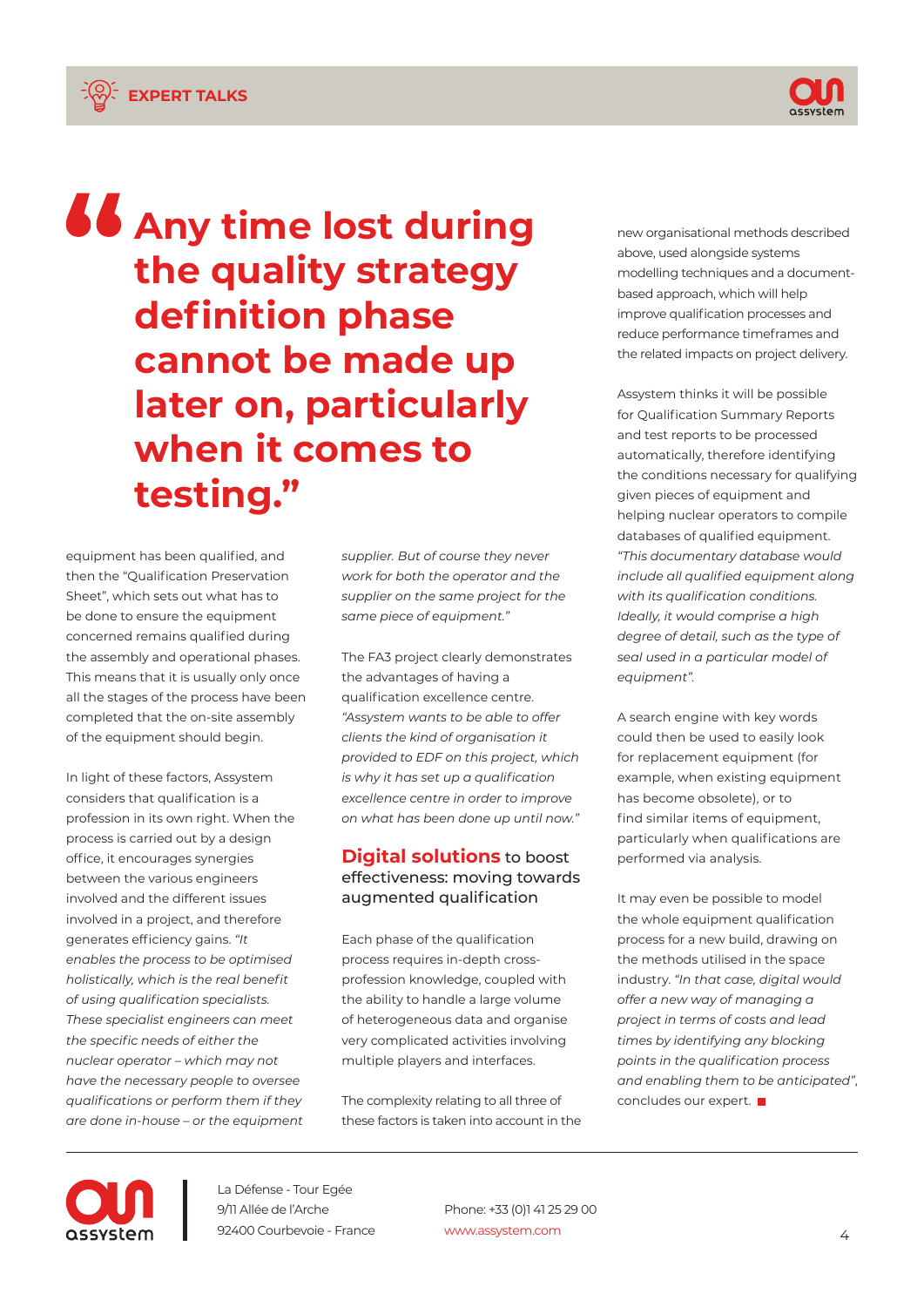> **"Any time lost during the quality strategy definition phase cannot be made up later on, particularly when it comes to testing."**

equipment has been qualified, and then the "Qualification Preservation Sheet", which sets out what has to be done to ensure the equipment concerned remains qualified during the assembly and operational phases. This means that it is usually only once all the stages of the process have been completed that the on-site assembly of the equipment should begin.

In light of these factors, Assystem considers that qualification is a profession in its own right. When the process is carried out by a design office, it encourages synergies between the various engineers involved and the different issues involved in a project, and therefore generates efficiency gains. *"It enables the process to be optimised holistically, which is the real benefit of using qualification specialists. These specialist engineers can meet the specific needs of either the nuclear operator – which may not have the necessary people to oversee qualifications or perform them if they are done in-house – or the equipment supplier. But of course they never work for both the operator and the supplier on the same project for the same piece of equipment."*

The FA3 project clearly demonstrates the advantages of having a qualification excellence centre. *"Assystem wants to be able to offer clients the kind of organisation it provided to EDF on this project, which is why it has set up a qualification excellence centre in order to improve on what has been done up until now."*

## **Digital solutions** to boost effectiveness: moving towards augmented qualification

Each phase of the qualification process requires in-depth cross-profession knowledge, coupled with the ability to handle a large volume of heterogeneous data and organise very complicated activities involving multiple players and interfaces.

The complexity relating to all three of these factors is taken into account in the new organisational methods described above, used alongside systems modelling techniques and a document-based approach, which will help improve qualification processes and reduce performance timeframes and the related impacts on project delivery.

Assystem thinks it will be possible for Qualification Summary Reports and test reports to be processed automatically, therefore identifying the conditions necessary for qualifying given pieces of equipment and helping nuclear operators to compile databases of qualified equipment. *"This documentary database would include all qualified equipment along with its qualification conditions. Ideally, it would comprise a high degree of detail, such as the type of seal used in a particular model of equipment".*

A search engine with key words could then be used to easily look for replacement equipment (for example, when existing equipment has become obsolete), or to find similar items of equipment, particularly when qualifications are performed via analysis.

It may even be possible to model the whole equipment qualification process for a new build, drawing on the methods utilised in the space industry. *"In that case, digital would offer a new way of managing a project in terms of costs and lead times by identifying any blocking points in the qualification process and enabling them to be anticipated"*, concludes our expert. ■

La Défense - Tour Egée
9/11 Allée de l'Arche
92400 Courbevoie - France

Phone: +33 (0)1 41 25 29 00
www.assystem.com